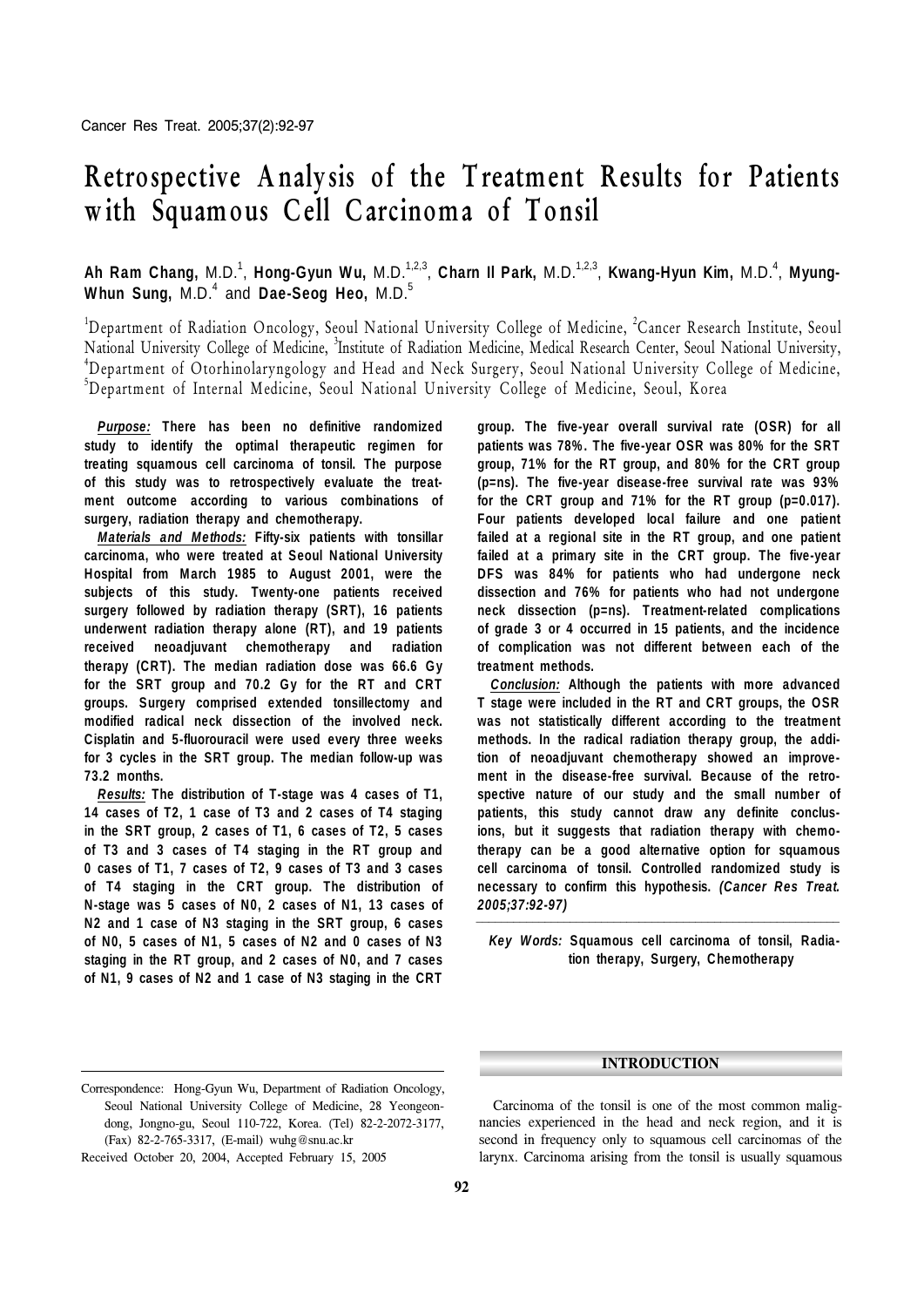# Retrospective Analysis of the Treatment Results for Patients with Squamous Cell Carcinoma of Tonsil

**Ah Ram Chang,** M.D.[1], **Hong-Gyun Wu,** M.D.[1,2,3], **Charn Il Park,** M.D.[1,2,3], **Kwang-Hyun Kim,** M.D.[4], **Myung-Whun Sung,** M.D.[4] and **Dae-Seog Heo,** M.D.[5]

[1]Department of Radiation Oncology, Seoul National University College of Medicine, [2]Cancer Research Institute, Seoul National University College of Medicine, [3]Institute of Radiation Medicine, Medical Research Center, Seoul National University, [4]Department of Otorhinolaryngology and Head and Neck Surgery, Seoul National University College of Medicine, [5]Department of Internal Medicine, Seoul National University College of Medicine, Seoul, Korea

***Purpose:*** **There has been no definitive randomized study to identify the optimal therapeutic regimen for treating squamous cell carcinoma of tonsil. The purpose of this study was to retrospectively evaluate the treatment outcome according to various combinations of surgery, radiation therapy and chemotherapy.**

***Materials and Methods:*** **Fifty-six patients with tonsillar carcinoma, who were treated at Seoul National University Hospital from March 1985 to August 2001, were the subjects of this study. Twenty-one patients received surgery followed by radiation therapy (SRT), 16 patients underwent radiation therapy alone (RT), and 19 patients received neoadjuvant chemotherapy and radiation therapy (CRT). The median radiation dose was 66.6 Gy for the SRT group and 70.2 Gy for the RT and CRT groups. Surgery comprised extended tonsillectomy and modified radical neck dissection of the involved neck. Cisplatin and 5-fluorouracil were used every three weeks for 3 cycles in the SRT group. The median follow-up was 73.2 months.**

***Results:*** **The distribution of T-stage was 4 cases of T1, 14 cases of T2, 1 case of T3 and 2 cases of T4 staging in the SRT group, 2 cases of T1, 6 cases of T2, 5 cases of T3 and 3 cases of T4 staging in the RT group and 0 cases of T1, 7 cases of T2, 9 cases of T3 and 3 cases of T4 staging in the CRT group. The distribution of N-stage was 5 cases of N0, 2 cases of N1, 13 cases of N2 and 1 case of N3 staging in the SRT group, 6 cases of N0, 5 cases of N1, 5 cases of N2 and 0 cases of N3 staging in the RT group, and 2 cases of N0, and 7 cases of N1, 9 cases of N2 and 1 case of N3 staging in the CRT group. The five-year overall survival rate (OSR) for all patients was 78%. The five-year OSR was 80% for the SRT group, 71% for the RT group, and 80% for the CRT group (p=ns). The five-year disease-free survival rate was 93% for the CRT group and 71% for the RT group (p=0.017). Four patients developed local failure and one patient failed at a regional site in the RT group, and one patient failed at a primary site in the CRT group. The five-year DFS was 84% for patients who had undergone neck dissection and 76% for patients who had not undergone neck dissection (p=ns). Treatment-related complications of grade 3 or 4 occurred in 15 patients, and the incidence of complication was not different between each of the treatment methods.**

***Conclusion:*** **Although the patients with more advanced T stage were included in the RT and CRT groups, the OSR was not statistically different according to the treatment methods. In the radical radiation therapy group, the addition of neoadjuvant chemotherapy showed an improvement in the disease-free survival. Because of the retrospective nature of our study and the small number of patients, this study cannot draw any definite conclusions, but it suggests that radiation therapy with chemotherapy can be a good alternative option for squamous cell carcinoma of tonsil. Controlled randomized study is necessary to confirm this hypothesis.** ***(Cancer Res Treat. 2005;37:92-97)***

***Key Words:*** **Squamous cell carcinoma of tonsil, Radiation therapy, Surgery, Chemotherapy**

## INTRODUCTION

Carcinoma of the tonsil is one of the most common malignancies experienced in the head and neck region, and it is second in frequency only to squamous cell carcinomas of the larynx. Carcinoma arising from the tonsil is usually squamous

---

Correspondence: Hong-Gyun Wu, Department of Radiation Oncology, Seoul National University College of Medicine, 28 Yeongeon-dong, Jongno-gu, Seoul 110-722, Korea. (Tel) 82-2-2072-3177, (Fax) 82-2-765-3317, (E-mail) wuhg@snu.ac.kr

Received October 20, 2004, Accepted February 15, 2005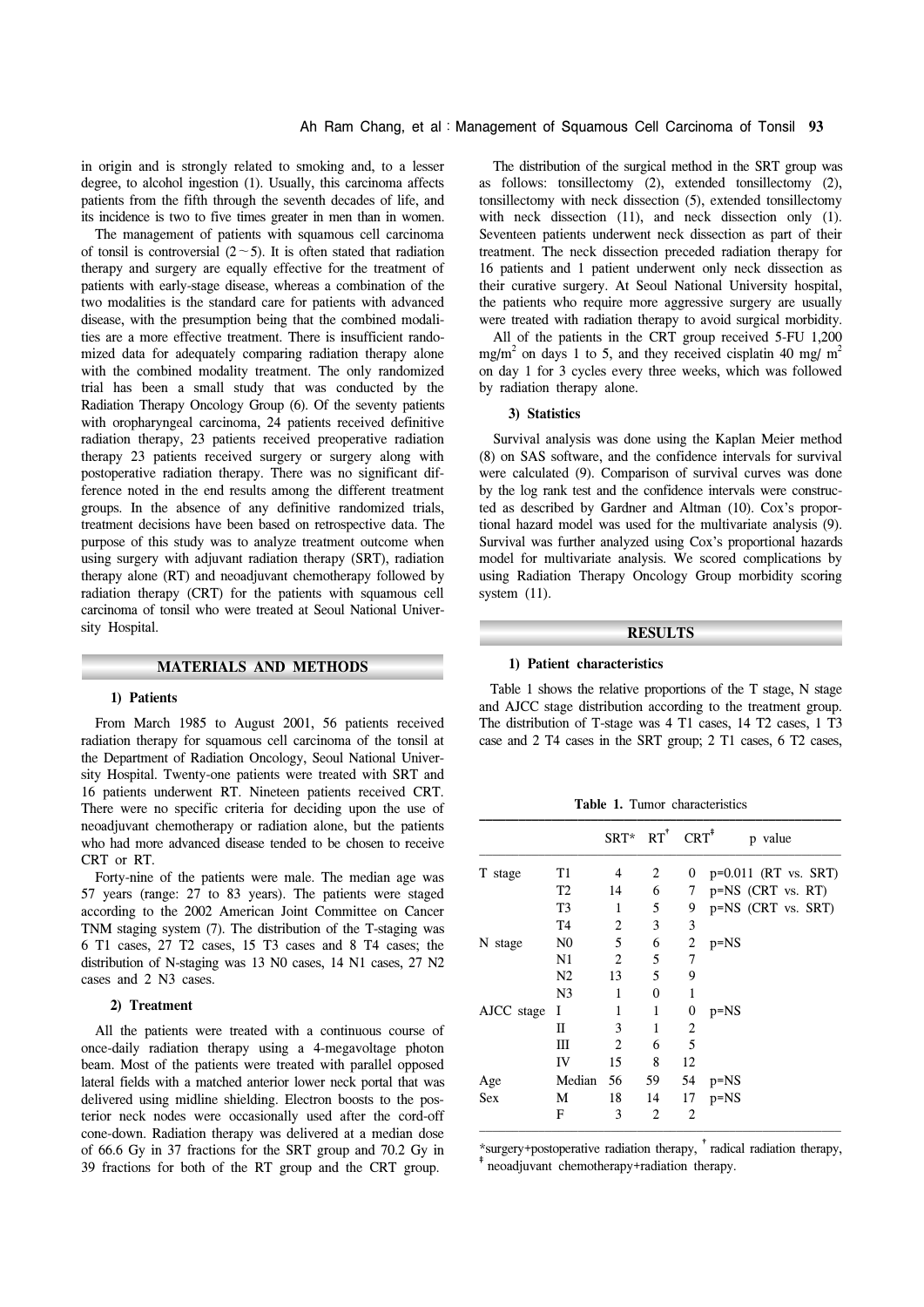in origin and is strongly related to smoking and, to a lesser degree, to alcohol ingestion (1). Usually, this carcinoma affects patients from the fifth through the seventh decades of life, and its incidence is two to five times greater in men than in women.

The management of patients with squamous cell carcinoma of tonsil is controversial (2～5). It is often stated that radiation therapy and surgery are equally effective for the treatment of patients with early-stage disease, whereas a combination of the two modalities is the standard care for patients with advanced disease, with the presumption being that the combined modalities are a more effective treatment. There is insufficient randomized data for adequately comparing radiation therapy alone with the combined modality treatment. The only randomized trial has been a small study that was conducted by the Radiation Therapy Oncology Group (6). Of the seventy patients with oropharyngeal carcinoma, 24 patients received definitive radiation therapy, 23 patients received preoperative radiation therapy 23 patients received surgery or surgery along with postoperative radiation therapy. There was no significant difference noted in the end results among the different treatment groups. In the absence of any definitive randomized trials, treatment decisions have been based on retrospective data. The purpose of this study was to analyze treatment outcome when using surgery with adjuvant radiation therapy (SRT), radiation therapy alone (RT) and neoadjuvant chemotherapy followed by radiation therapy (CRT) for the patients with squamous cell carcinoma of tonsil who were treated at Seoul National University Hospital.

## MATERIALS AND METHODS

### 1) Patients

From March 1985 to August 2001, 56 patients received radiation therapy for squamous cell carcinoma of the tonsil at the Department of Radiation Oncology, Seoul National University Hospital. Twenty-one patients were treated with SRT and 16 patients underwent RT. Nineteen patients received CRT. There were no specific criteria for deciding upon the use of neoadjuvant chemotherapy or radiation alone, but the patients who had more advanced disease tended to be chosen to receive CRT or RT.

Forty-nine of the patients were male. The median age was 57 years (range: 27 to 83 years). The patients were staged according to the 2002 American Joint Committee on Cancer TNM staging system (7). The distribution of the T-staging was 6 T1 cases, 27 T2 cases, 15 T3 cases and 8 T4 cases; the distribution of N-staging was 13 N0 cases, 14 N1 cases, 27 N2 cases and 2 N3 cases.

### 2) Treatment

All the patients were treated with a continuous course of once-daily radiation therapy using a 4-megavoltage photon beam. Most of the patients were treated with parallel opposed lateral fields with a matched anterior lower neck portal that was delivered using midline shielding. Electron boosts to the posterior neck nodes were occasionally used after the cord-off cone-down. Radiation therapy was delivered at a median dose of 66.6 Gy in 37 fractions for the SRT group and 70.2 Gy in 39 fractions for both of the RT group and the CRT group.

The distribution of the surgical method in the SRT group was as follows: tonsillectomy (2), extended tonsillectomy (2), tonsillectomy with neck dissection (5), extended tonsillectomy with neck dissection (11), and neck dissection only (1). Seventeen patients underwent neck dissection as part of their treatment. The neck dissection preceded radiation therapy for 16 patients and 1 patient underwent only neck dissection as their curative surgery. At Seoul National University hospital, the patients who require more aggressive surgery are usually were treated with radiation therapy to avoid surgical morbidity.

All of the patients in the CRT group received 5-FU 1,200 mg/m$^2$ on days 1 to 5, and they received cisplatin 40 mg/ m$^2$ on day 1 for 3 cycles every three weeks, which was followed by radiation therapy alone.

### 3) Statistics

Survival analysis was done using the Kaplan Meier method (8) on SAS software, and the confidence intervals for survival were calculated (9). Comparison of survival curves was done by the log rank test and the confidence intervals were constructed as described by Gardner and Altman (10). Cox's proportional hazard model was used for the multivariate analysis (9). Survival was further analyzed using Cox's proportional hazards model for multivariate analysis. We scored complications by using Radiation Therapy Oncology Group morbidity scoring system (11).

## RESULTS

### 1) Patient characteristics

Table 1 shows the relative proportions of the T stage, N stage and AJCC stage distribution according to the treatment group. The distribution of T-stage was 4 T1 cases, 14 T2 cases, 1 T3 case and 2 T4 cases in the SRT group; 2 T1 cases, 6 T2 cases,

**Table 1.** Tumor characteristics

| | | SRT* | RT† | CRT‡ | p value |
|---|---|---|---|---|---|
| T stage | T1 | 4 | 2 | 0 | p=0.011 (RT vs. SRT) |
| | T2 | 14 | 6 | 7 | p=NS (CRT vs. RT) |
| | T3 | 1 | 5 | 9 | p=NS (CRT vs. SRT) |
| | T4 | 2 | 3 | 3 | |
| N stage | N0 | 5 | 6 | 2 | p=NS |
| | N1 | 2 | 5 | 7 | |
| | N2 | 13 | 5 | 9 | |
| | N3 | 1 | 0 | 1 | |
| AJCC stage | I | 1 | 1 | 0 | p=NS |
| | II | 3 | 1 | 2 | |
| | III | 2 | 6 | 5 | |
| | IV | 15 | 8 | 12 | |
| Age | Median | 56 | 59 | 54 | p=NS |
| Sex | M | 18 | 14 | 17 | p=NS |
| | F | 3 | 2 | 2 | |

*surgery+postoperative radiation therapy, † radical radiation therapy, ‡ neoadjuvant chemotherapy+radiation therapy.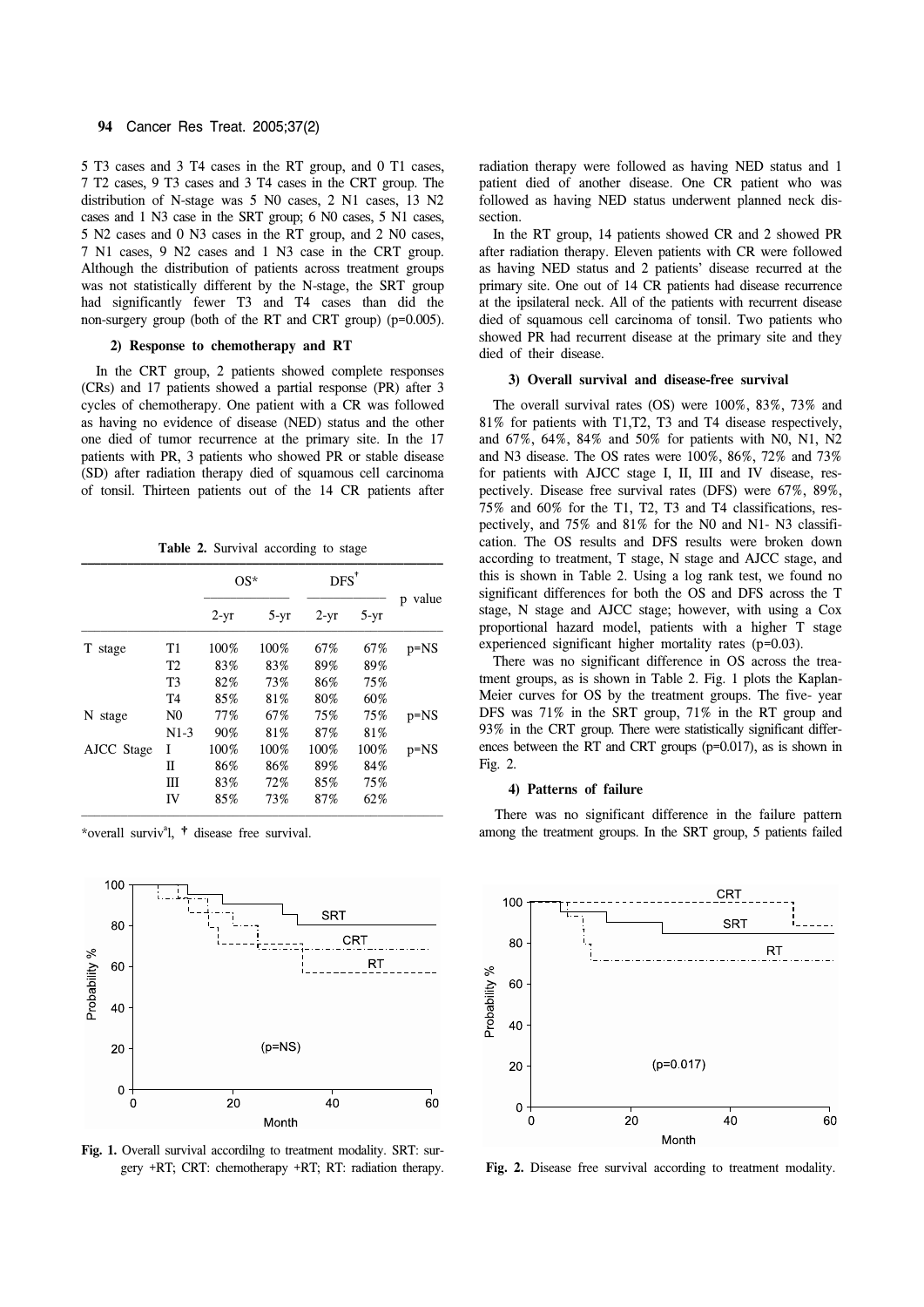5 T3 cases and 3 T4 cases in the RT group, and 0 T1 cases, 7 T2 cases, 9 T3 cases and 3 T4 cases in the CRT group. The distribution of N-stage was 5 N0 cases, 2 N1 cases, 13 N2 cases and 1 N3 case in the SRT group; 6 N0 cases, 5 N1 cases, 5 N2 cases and 0 N3 cases in the RT group, and 2 N0 cases, 7 N1 cases, 9 N2 cases and 1 N3 case in the CRT group. Although the distribution of patients across treatment groups was not statistically different by the N-stage, the SRT group had significantly fewer T3 and T4 cases than did the non-surgery group (both of the RT and CRT group) (p=0.005).

### 2) Response to chemotherapy and RT

In the CRT group, 2 patients showed complete responses (CRs) and 17 patients showed a partial response (PR) after 3 cycles of chemotherapy. One patient with a CR was followed as having no evidence of disease (NED) status and the other one died of tumor recurrence at the primary site. In the 17 patients with PR, 3 patients who showed PR or stable disease (SD) after radiation therapy died of squamous cell carcinoma of tonsil. Thirteen patients out of the 14 CR patients after radiation therapy were followed as having NED status and 1 patient died of another disease. One CR patient who was followed as having NED status underwent planned neck dissection.

In the RT group, 14 patients showed CR and 2 showed PR after radiation therapy. Eleven patients with CR were followed as having NED status and 2 patients' disease recurred at the primary site. One out of 14 CR patients had disease recurrence at the ipsilateral neck. All of the patients with recurrent disease died of squamous cell carcinoma of tonsil. Two patients who showed PR had recurrent disease at the primary site and they died of their disease.

**Table 2.** Survival according to stage

| | | OS* | | DFS† | | p value |
|---|---|---|---|---|---|---|
| | | 2-yr | 5-yr | 2-yr | 5-yr | |
| T stage | T1 | 100% | 100% | 67% | 67% | p=NS |
| | T2 | 83% | 83% | 89% | 89% | |
| | T3 | 82% | 73% | 86% | 75% | |
| | T4 | 85% | 81% | 80% | 60% | |
| N stage | N0 | 77% | 67% | 75% | 75% | p=NS |
| | N1-3 | 90% | 81% | 87% | 81% | |
| AJCC Stage | I | 100% | 100% | 100% | 100% | p=NS |
| | II | 86% | 86% | 89% | 84% | |
| | III | 83% | 72% | 85% | 75% | |
| | IV | 85% | 73% | 87% | 62% | |

*overall survival, † disease free survival.

### 3) Overall survival and disease-free survival

The overall survival rates (OS) were 100%, 83%, 73% and 81% for patients with T1,T2, T3 and T4 disease respectively, and 67%, 64%, 84% and 50% for patients with N0, N1, N2 and N3 disease. The OS rates were 100%, 86%, 72% and 73% for patients with AJCC stage I, II, III and IV disease, respectively. Disease free survival rates (DFS) were 67%, 89%, 75% and 60% for the T1, T2, T3 and T4 classifications, respectively, and 75% and 81% for the N0 and N1- N3 classification. The OS results and DFS results were broken down according to treatment, T stage, N stage and AJCC stage, and this is shown in Table 2. Using a log rank test, we found no significant differences for both the OS and DFS across the T stage, N stage and AJCC stage; however, with using a Cox proportional hazard model, patients with a higher T stage experienced significant higher mortality rates (p=0.03).

There was no significant difference in OS across the treatment groups, as is shown in Table 2. Fig. 1 plots the Kaplan-Meier curves for OS by the treatment groups. The five- year DFS was 71% in the SRT group, 71% in the RT group and 93% in the CRT group. There were statistically significant differences between the RT and CRT groups (p=0.017), as is shown in Fig. 2.

### 4) Patterns of failure

There was no significant difference in the failure pattern among the treatment groups. In the SRT group, 5 patients failed

**Fig. 1.** Overall survival accordilng to treatment modality. SRT: surgery +RT; CRT: chemotherapy +RT; RT: radiation therapy.

**Fig. 2.** Disease free survival according to treatment modality.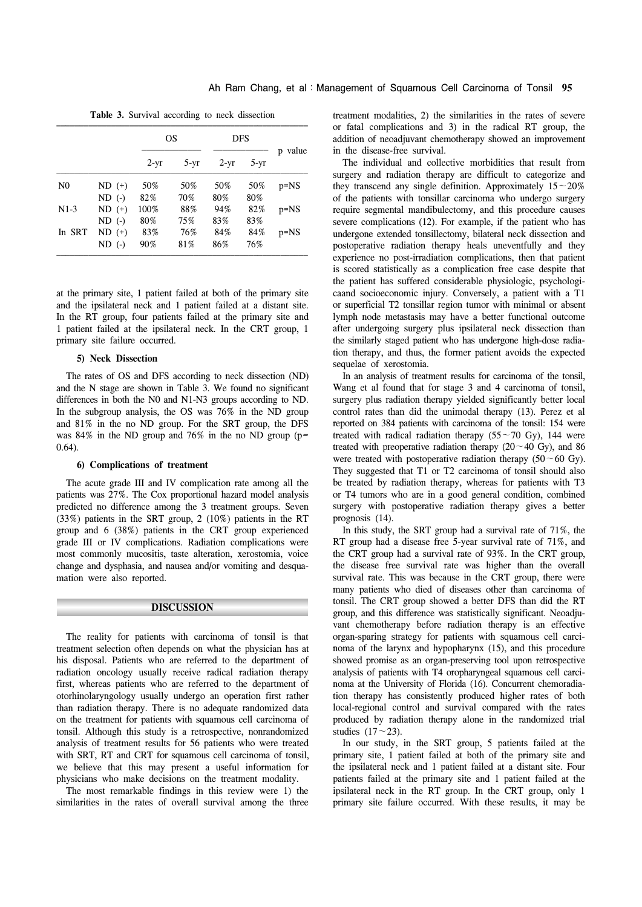**Table 3.** Survival according to neck dissection

| | | OS | | DFS | | p value |
|---|---|---|---|---|---|---|
| | | 2-yr | 5-yr | 2-yr | 5-yr | |
| N0 | ND (+) | 50% | 50% | 50% | 50% | p=NS |
| | ND (-) | 82% | 70% | 80% | 80% | |
| N1-3 | ND (+) | 100% | 88% | 94% | 82% | p=NS |
| | ND (-) | 80% | 75% | 83% | 83% | |
| In SRT | ND (+) | 83% | 76% | 84% | 84% | p=NS |
| | ND (-) | 90% | 81% | 86% | 76% | |

at the primary site, 1 patient failed at both of the primary site and the ipsilateral neck and 1 patient failed at a distant site. In the RT group, four patients failed at the primary site and 1 patient failed at the ipsilateral neck. In the CRT group, 1 primary site failure occurred.

#### 5) Neck Dissection

The rates of OS and DFS according to neck dissection (ND) and the N stage are shown in Table 3. We found no significant differences in both the N0 and N1-N3 groups according to ND. In the subgroup analysis, the OS was 76% in the ND group and 81% in the no ND group. For the SRT group, the DFS was 84% in the ND group and 76% in the no ND group (p=0.64).

#### 6) Complications of treatment

The acute grade III and IV complication rate among all the patients was 27%. The Cox proportional hazard model analysis predicted no difference among the 3 treatment groups. Seven (33%) patients in the SRT group, 2 (10%) patients in the RT group and 6 (38%) patients in the CRT group experienced grade III or IV complications. Radiation complications were most commonly mucositis, taste alteration, xerostomia, voice change and dysphasia, and nausea and/or vomiting and desquamation were also reported.

## DISCUSSION

The reality for patients with carcinoma of tonsil is that treatment selection often depends on what the physician has at his disposal. Patients who are referred to the department of radiation oncology usually receive radical radiation therapy first, whereas patients who are referred to the department of otorhinolaryngology usually undergo an operation first rather than radiation therapy. There is no adequate randomized data on the treatment for patients with squamous cell carcinoma of tonsil. Although this study is a retrospective, nonrandomized analysis of treatment results for 56 patients who were treated with SRT, RT and CRT for squamous cell carcinoma of tonsil, we believe that this may present a useful information for physicians who make decisions on the treatment modality.

The most remarkable findings in this review were 1) the similarities in the rates of overall survival among the three treatment modalities, 2) the similarities in the rates of severe or fatal complications and 3) in the radical RT group, the addition of neoadjuvant chemotherapy showed an improvement in the disease-free survival.

The individual and collective morbidities that result from surgery and radiation therapy are difficult to categorize and they transcend any single definition. Approximately 15~20% of the patients with tonsillar carcinoma who undergo surgery require segmental mandibulectomy, and this procedure causes severe complications (12). For example, if the patient who has undergone extended tonsillectomy, bilateral neck dissection and postoperative radiation therapy heals uneventfully and they experience no post-irradiation complications, then that patient is scored statistically as a complication free case despite that the patient has suffered considerable physiologic, psychologicaand socioeconomic injury. Conversely, a patient with a T1 or superficial T2 tonsillar region tumor with minimal or absent lymph node metastasis may have a better functional outcome after undergoing surgery plus ipsilateral neck dissection than the similarly staged patient who has undergone high-dose radiation therapy, and thus, the former patient avoids the expected sequelae of xerostomia.

In an analysis of treatment results for carcinoma of the tonsil, Wang et al found that for stage 3 and 4 carcinoma of tonsil, surgery plus radiation therapy yielded significantly better local control rates than did the unimodal therapy (13). Perez et al reported on 384 patients with carcinoma of the tonsil: 154 were treated with radical radiation therapy (55~70 Gy), 144 were treated with preoperative radiation therapy (20~40 Gy), and 86 were treated with postoperative radiation therapy (50~60 Gy). They suggested that T1 or T2 carcinoma of tonsil should also be treated by radiation therapy, whereas for patients with T3 or T4 tumors who are in a good general condition, combined surgery with postoperative radiation therapy gives a better prognosis (14).

In this study, the SRT group had a survival rate of 71%, the RT group had a disease free 5-year survival rate of 71%, and the CRT group had a survival rate of 93%. In the CRT group, the disease free survival rate was higher than the overall survival rate. This was because in the CRT group, there were many patients who died of diseases other than carcinoma of tonsil. The CRT group showed a better DFS than did the RT group, and this difference was statistically significant. Neoadjuvant chemotherapy before radiation therapy is an effective organ-sparing strategy for patients with squamous cell carcinoma of the larynx and hypopharynx (15), and this procedure showed promise as an organ-preserving tool upon retrospective analysis of patients with T4 oropharyngeal squamous cell carcinoma at the University of Florida (16). Concurrent chemoradiation therapy has consistently produced higher rates of both local-regional control and survival compared with the rates produced by radiation therapy alone in the randomized trial studies (17~23).

In our study, in the SRT group, 5 patients failed at the primary site, 1 patient failed at both of the primary site and the ipsilateral neck and 1 patient failed at a distant site. Four patients failed at the primary site and 1 patient failed at the ipsilateral neck in the RT group. In the CRT group, only 1 primary site failure occurred. With these results, it may be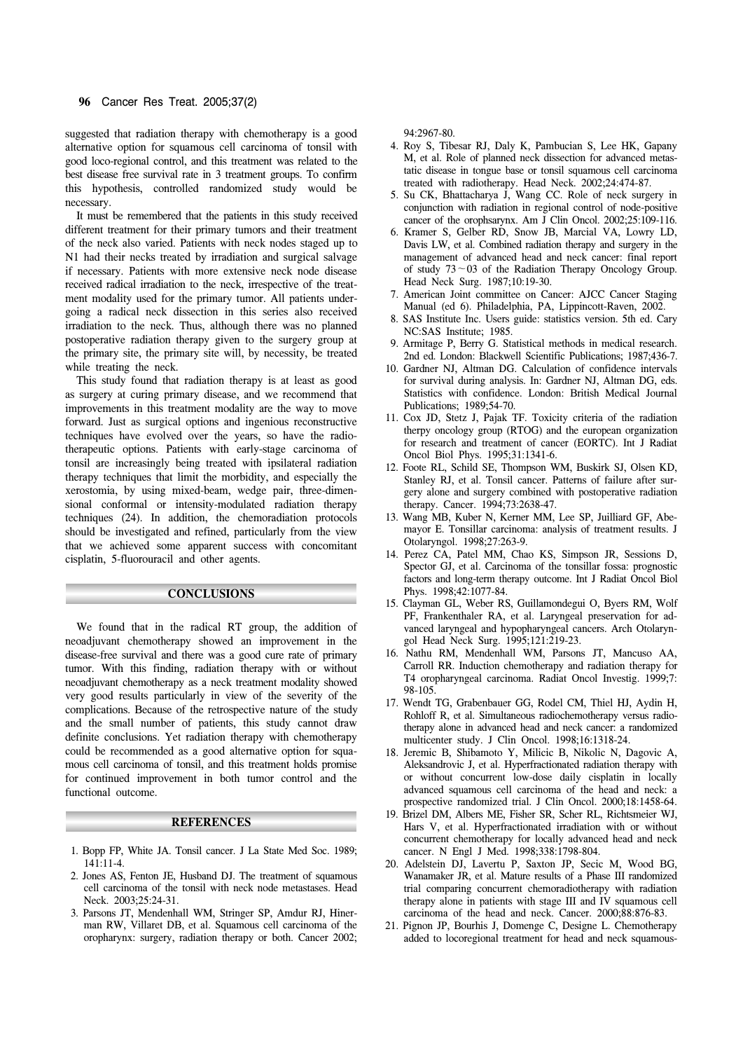suggested that radiation therapy with chemotherapy is a good alternative option for squamous cell carcinoma of tonsil with good loco-regional control, and this treatment was related to the best disease free survival rate in 3 treatment groups. To confirm this hypothesis, controlled randomized study would be necessary.

It must be remembered that the patients in this study received different treatment for their primary tumors and their treatment of the neck also varied. Patients with neck nodes staged up to N1 had their necks treated by irradiation and surgical salvage if necessary. Patients with more extensive neck node disease received radical irradiation to the neck, irrespective of the treatment modality used for the primary tumor. All patients undergoing a radical neck dissection in this series also received irradiation to the neck. Thus, although there was no planned postoperative radiation therapy given to the surgery group at the primary site, the primary site will, by necessity, be treated while treating the neck.

This study found that radiation therapy is at least as good as surgery at curing primary disease, and we recommend that improvements in this treatment modality are the way to move forward. Just as surgical options and ingenious reconstructive techniques have evolved over the years, so have the radiotherapeutic options. Patients with early-stage carcinoma of tonsil are increasingly being treated with ipsilateral radiation therapy techniques that limit the morbidity, and especially the xerostomia, by using mixed-beam, wedge pair, three-dimensional conformal or intensity-modulated radiation therapy techniques (24). In addition, the chemoradiation protocols should be investigated and refined, particularly from the view that we achieved some apparent success with concomitant cisplatin, 5-fluorouracil and other agents.

## CONCLUSIONS

We found that in the radical RT group, the addition of neoadjuvant chemotherapy showed an improvement in the disease-free survival and there was a good cure rate of primary tumor. With this finding, radiation therapy with or without neoadjuvant chemotherapy as a neck treatment modality showed very good results particularly in view of the severity of the complications. Because of the retrospective nature of the study and the small number of patients, this study cannot draw definite conclusions. Yet radiation therapy with chemotherapy could be recommended as a good alternative option for squamous cell carcinoma of tonsil, and this treatment holds promise for continued improvement in both tumor control and the functional outcome.

## REFERENCES

1. Bopp FP, White JA. Tonsil cancer. J La State Med Soc. 1989; 141:11-4.
2. Jones AS, Fenton JE, Husband DJ. The treatment of squamous cell carcinoma of the tonsil with neck node metastases. Head Neck. 2003;25:24-31.
3. Parsons JT, Mendenhall WM, Stringer SP, Amdur RJ, Hinerman RW, Villaret DB, et al. Squamous cell carcinoma of the oropharynx: surgery, radiation therapy or both. Cancer 2002; 94:2967-80.
4. Roy S, Tibesar RJ, Daly K, Pambucian S, Lee HK, Gapany M, et al. Role of planned neck dissection for advanced metastatic disease in tongue base or tonsil squamous cell carcinoma treated with radiotherapy. Head Neck. 2002;24:474-87.
5. Su CK, Bhattacharya J, Wang CC. Role of neck surgery in conjunction with radiation in regional control of node-positive cancer of the orophsarynx. Am J Clin Oncol. 2002;25:109-116.
6. Kramer S, Gelber RD, Snow JB, Marcial VA, Lowry LD, Davis LW, et al. Combined radiation therapy and surgery in the management of advanced head and neck cancer: final report of study 73～03 of the Radiation Therapy Oncology Group. Head Neck Surg. 1987;10:19-30.
7. American Joint committee on Cancer: AJCC Cancer Staging Manual (ed 6). Philadelphia, PA, Lippincott-Raven, 2002.
8. SAS Institute Inc. Users guide: statistics version. 5th ed. Cary NC:SAS Institute; 1985.
9. Armitage P, Berry G. Statistical methods in medical research. 2nd ed. London: Blackwell Scientific Publications; 1987;436-7.
10. Gardner NJ, Altman DG. Calculation of confidence intervals for survival during analysis. In: Gardner NJ, Altman DG, eds. Statistics with confidence. London: British Medical Journal Publications; 1989;54-70.
11. Cox JD, Stetz J, Pajak TF. Toxicity criteria of the radiation therpy oncology group (RTOG) and the european organization for research and treatment of cancer (EORTC). Int J Radiat Oncol Biol Phys. 1995;31:1341-6.
12. Foote RL, Schild SE, Thompson WM, Buskirk SJ, Olsen KD, Stanley RJ, et al. Tonsil cancer. Patterns of failure after surgery alone and surgery combined with postoperative radiation therapy. Cancer. 1994;73:2638-47.
13. Wang MB, Kuber N, Kerner MM, Lee SP, Juilliard GF, Abemayor E. Tonsillar carcinoma: analysis of treatment results. J Otolaryngol. 1998;27:263-9.
14. Perez CA, Patel MM, Chao KS, Simpson JR, Sessions D, Spector GJ, et al. Carcinoma of the tonsillar fossa: prognostic factors and long-term therapy outcome. Int J Radiat Oncol Biol Phys. 1998;42:1077-84.
15. Clayman GL, Weber RS, Guillamondegui O, Byers RM, Wolf PF, Frankenthaler RA, et al. Laryngeal preservation for advanced laryngeal and hypopharyngeal cancers. Arch Otolaryngol Head Neck Surg. 1995;121:219-23.
16. Nathu RM, Mendenhall WM, Parsons JT, Mancuso AA, Carroll RR. Induction chemotherapy and radiation therapy for T4 oropharyngeal carcinoma. Radiat Oncol Investig. 1999;7: 98-105.
17. Wendt TG, Grabenbauer GG, Rodel CM, Thiel HJ, Aydin H, Rohloff R, et al. Simultaneous radiochemotherapy versus radiotherapy alone in advanced head and neck cancer: a randomized multicenter study. J Clin Oncol. 1998;16:1318-24.
18. Jeremic B, Shibamoto Y, Milicic B, Nikolic N, Dagovic A, Aleksandrovic J, et al. Hyperfractionated radiation therapy with or without concurrent low-dose daily cisplatin in locally advanced squamous cell carcinoma of the head and neck: a prospective randomized trial. J Clin Oncol. 2000;18:1458-64.
19. Brizel DM, Albers ME, Fisher SR, Scher RL, Richtsmeier WJ, Hars V, et al. Hyperfractionated irradiation with or without concurrent chemotherapy for locally advanced head and neck cancer. N Engl J Med. 1998;338:1798-804.
20. Adelstein DJ, Lavertu P, Saxton JP, Secic M, Wood BG, Wanamaker JR, et al. Mature results of a Phase III randomized trial comparing concurrent chemoradiotherapy with radiation therapy alone in patients with stage III and IV squamous cell carcinoma of the head and neck. Cancer. 2000;88:876-83.
21. Pignon JP, Bourhis J, Domenge C, Designe L. Chemotherapy added to locoregional treatment for head and neck squamous-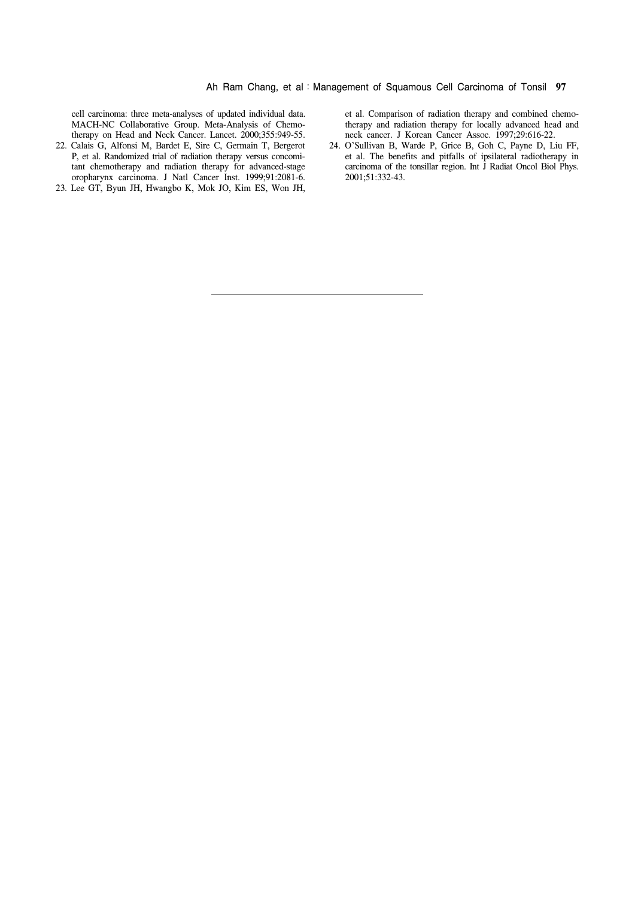cell carcinoma: three meta-analyses of updated individual data. MACH-NC Collaborative Group. Meta-Analysis of Chemotherapy on Head and Neck Cancer. Lancet. 2000;355:949-55.

22. Calais G, Alfonsi M, Bardet E, Sire C, Germain T, Bergerot P, et al. Randomized trial of radiation therapy versus concomitant chemotherapy and radiation therapy for advanced-stage oropharynx carcinoma. J Natl Cancer Inst. 1999;91:2081-6.
23. Lee GT, Byun JH, Hwangbo K, Mok JO, Kim ES, Won JH, et al. Comparison of radiation therapy and combined chemotherapy and radiation therapy for locally advanced head and neck cancer. J Korean Cancer Assoc. 1997;29:616-22.
24. O'Sullivan B, Warde P, Grice B, Goh C, Payne D, Liu FF, et al. The benefits and pitfalls of ipsilateral radiotherapy in carcinoma of the tonsillar region. Int J Radiat Oncol Biol Phys. 2001;51:332-43.